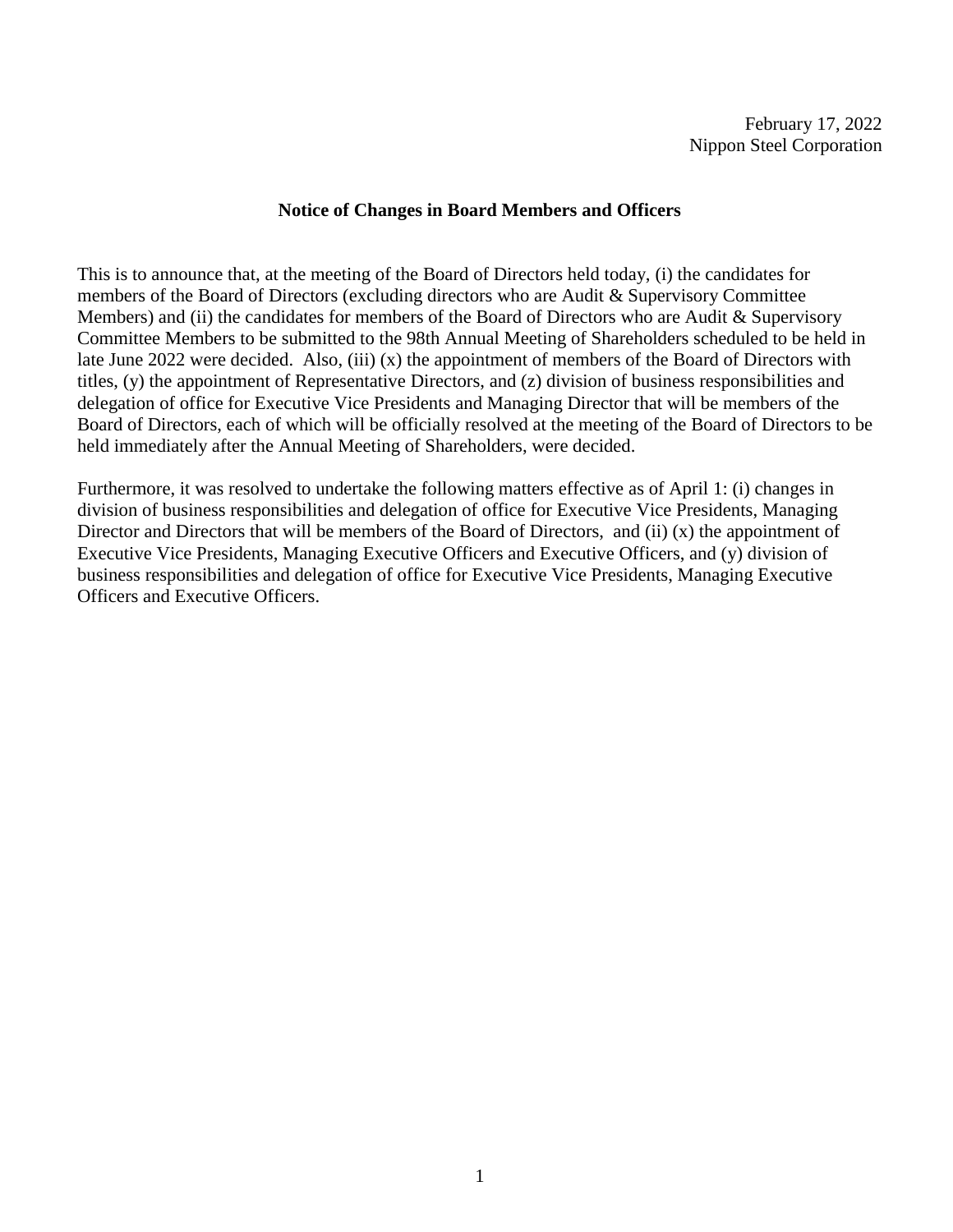February 17, 2022
Nippon Steel Corporation

## Notice of Changes in Board Members and Officers

This is to announce that, at the meeting of the Board of Directors held today, (i) the candidates for members of the Board of Directors (excluding directors who are Audit & Supervisory Committee Members) and (ii) the candidates for members of the Board of Directors who are Audit & Supervisory Committee Members to be submitted to the 98th Annual Meeting of Shareholders scheduled to be held in late June 2022 were decided. Also, (iii) (x) the appointment of members of the Board of Directors with titles, (y) the appointment of Representative Directors, and (z) division of business responsibilities and delegation of office for Executive Vice Presidents and Managing Director that will be members of the Board of Directors, each of which will be officially resolved at the meeting of the Board of Directors to be held immediately after the Annual Meeting of Shareholders, were decided.

Furthermore, it was resolved to undertake the following matters effective as of April 1: (i) changes in division of business responsibilities and delegation of office for Executive Vice Presidents, Managing Director and Directors that will be members of the Board of Directors, and (ii) (x) the appointment of Executive Vice Presidents, Managing Executive Officers and Executive Officers, and (y) division of business responsibilities and delegation of office for Executive Vice Presidents, Managing Executive Officers and Executive Officers.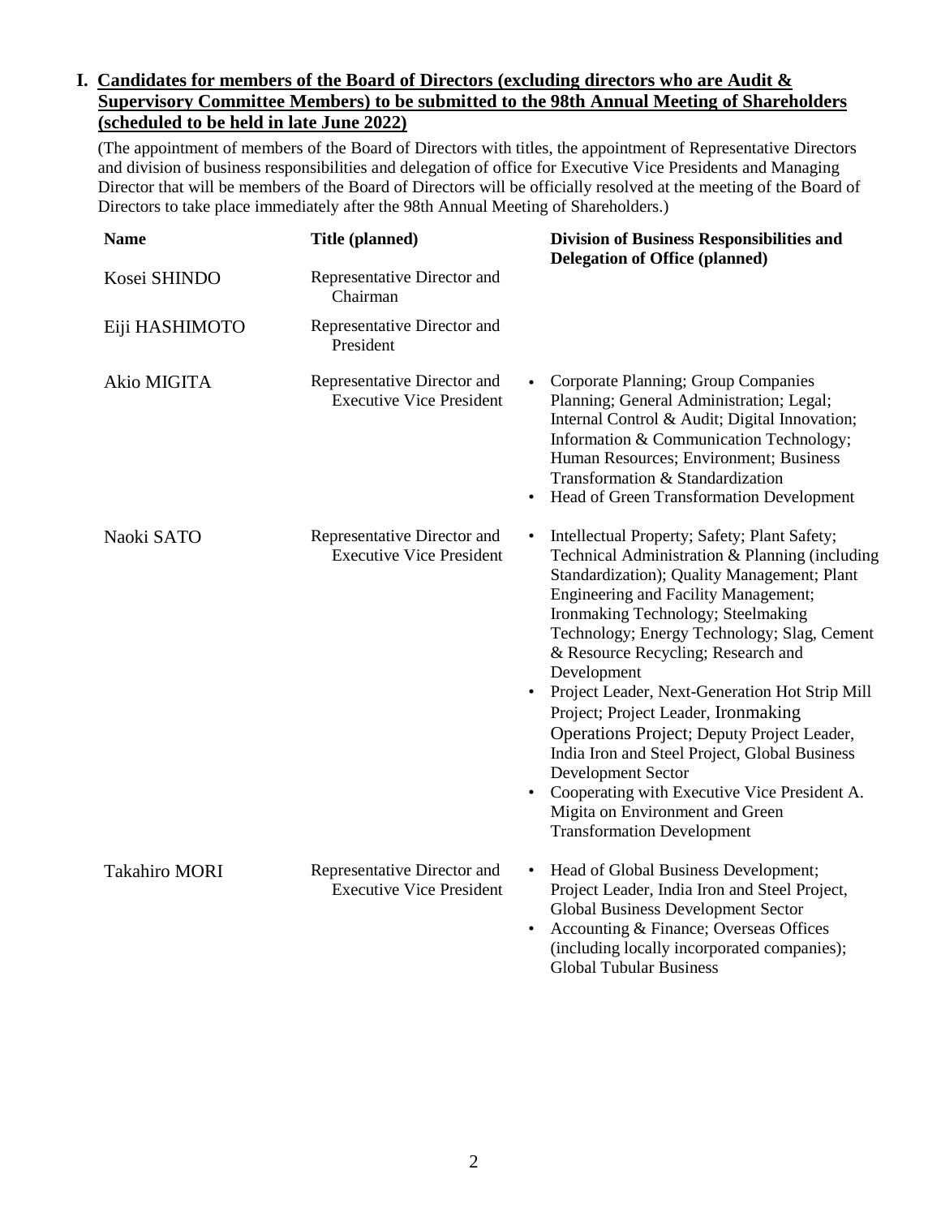## I. Candidates for members of the Board of Directors (excluding directors who are Audit & Supervisory Committee Members) to be submitted to the 98th Annual Meeting of Shareholders (scheduled to be held in late June 2022)

(The appointment of members of the Board of Directors with titles, the appointment of Representative Directors and division of business responsibilities and delegation of office for Executive Vice Presidents and Managing Director that will be members of the Board of Directors will be officially resolved at the meeting of the Board of Directors to take place immediately after the 98th Annual Meeting of Shareholders.)

| Name | Title (planned) | Division of Business Responsibilities and Delegation of Office (planned) |
|---|---|---|
| Kosei SHINDO | Representative Director and Chairman | |
| Eiji HASHIMOTO | Representative Director and President | |
| Akio MIGITA | Representative Director and Executive Vice President | • Corporate Planning; Group Companies Planning; General Administration; Legal; Internal Control & Audit; Digital Innovation; Information & Communication Technology; Human Resources; Environment; Business Transformation & Standardization<br>• Head of Green Transformation Development |
| Naoki SATO | Representative Director and Executive Vice President | • Intellectual Property; Safety; Plant Safety; Technical Administration & Planning (including Standardization); Quality Management; Plant Engineering and Facility Management; Ironmaking Technology; Steelmaking Technology; Energy Technology; Slag, Cement & Resource Recycling; Research and Development<br>• Project Leader, Next-Generation Hot Strip Mill Project; Project Leader, Ironmaking Operations Project; Deputy Project Leader, India Iron and Steel Project, Global Business Development Sector<br>• Cooperating with Executive Vice President A. Migita on Environment and Green Transformation Development |
| Takahiro MORI | Representative Director and Executive Vice President | • Head of Global Business Development; Project Leader, India Iron and Steel Project, Global Business Development Sector<br>• Accounting & Finance; Overseas Offices (including locally incorporated companies); Global Tubular Business |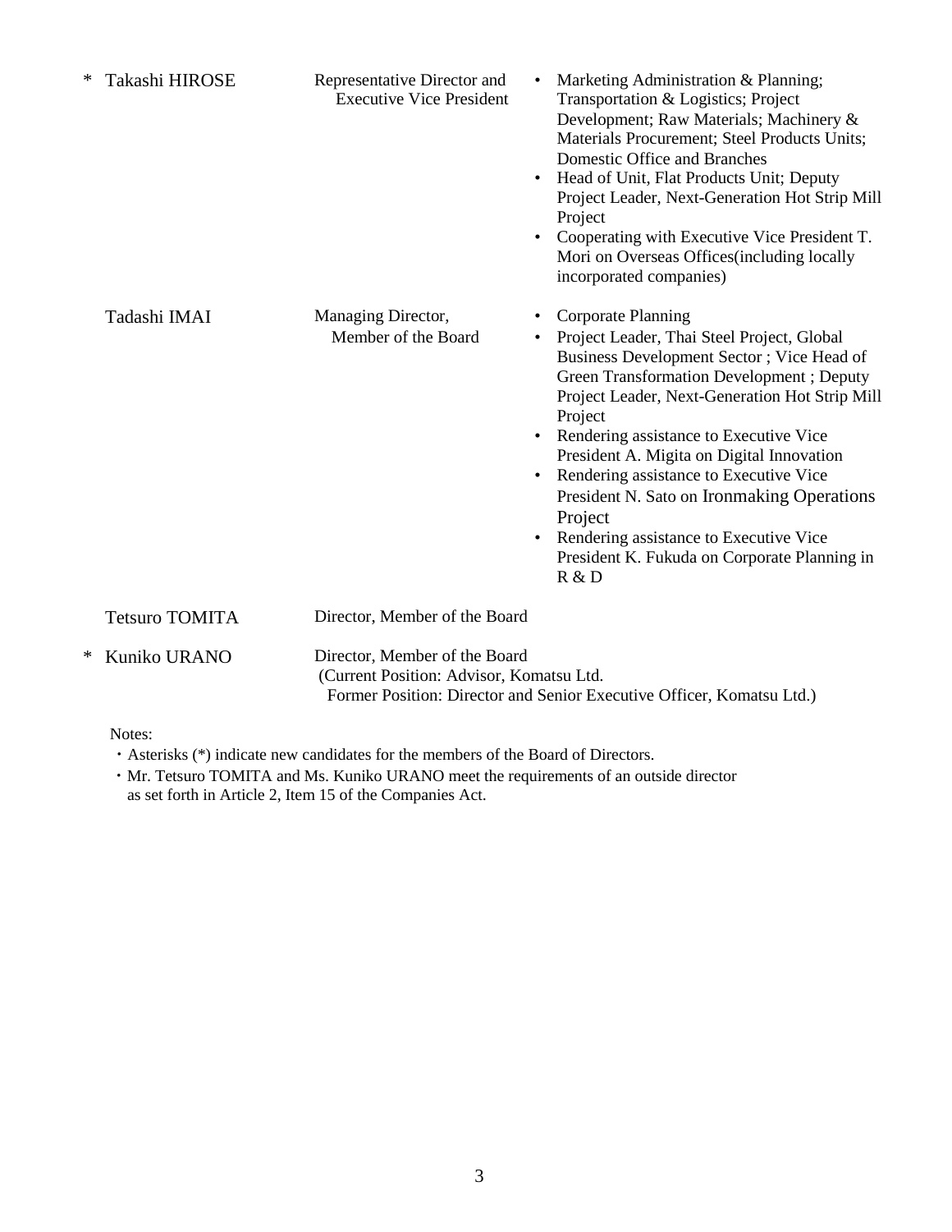| | Name | Position | Responsibilities |
|---|---|---|---|
| * | Takashi HIROSE | Representative Director and Executive Vice President | • Marketing Administration & Planning; Transportation & Logistics; Project Development; Raw Materials; Machinery & Materials Procurement; Steel Products Units; Domestic Office and Branches<br>• Head of Unit, Flat Products Unit; Deputy Project Leader, Next-Generation Hot Strip Mill Project<br>• Cooperating with Executive Vice President T. Mori on Overseas Offices(including locally incorporated companies) |
| | Tadashi IMAI | Managing Director, Member of the Board | • Corporate Planning<br>• Project Leader, Thai Steel Project, Global Business Development Sector ; Vice Head of Green Transformation Development ; Deputy Project Leader, Next-Generation Hot Strip Mill Project<br>• Rendering assistance to Executive Vice President A. Migita on Digital Innovation<br>• Rendering assistance to Executive Vice President N. Sato on Ironmaking Operations Project<br>• Rendering assistance to Executive Vice President K. Fukuda on Corporate Planning in R & D |
| | Tetsuro TOMITA | Director, Member of the Board | |
| * | Kuniko URANO | Director, Member of the Board<br>(Current Position: Advisor, Komatsu Ltd.<br>Former Position: Director and Senior Executive Officer, Komatsu Ltd.) | |

Notes:

・Asterisks (*) indicate new candidates for the members of the Board of Directors.

・Mr. Tetsuro TOMITA and Ms. Kuniko URANO meet the requirements of an outside director as set forth in Article 2, Item 15 of the Companies Act.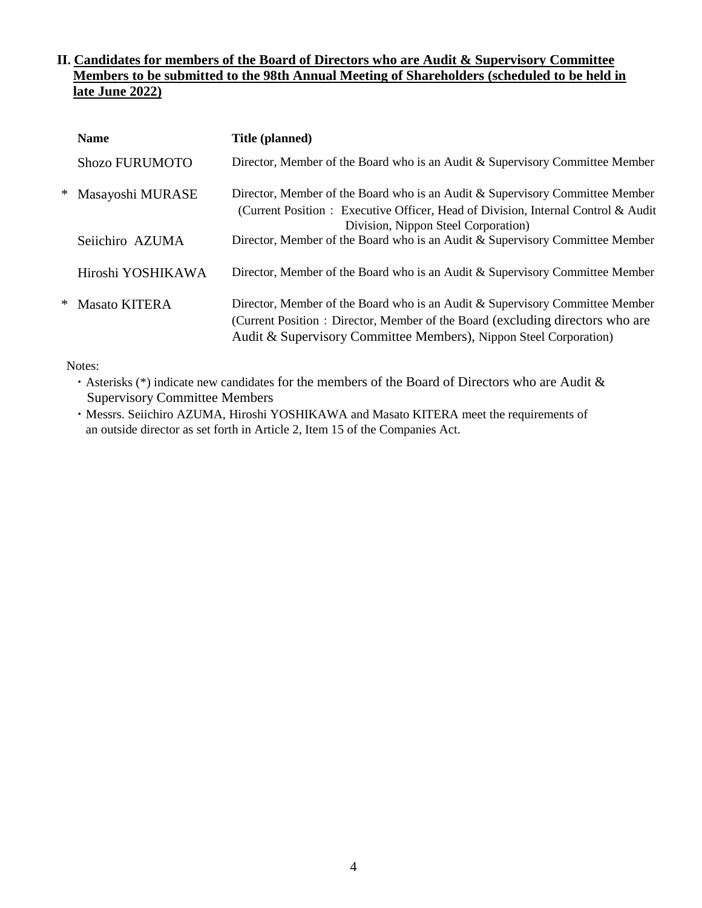## II. Candidates for members of the Board of Directors who are Audit & Supervisory Committee Members to be submitted to the 98th Annual Meeting of Shareholders (scheduled to be held in late June 2022)

| | Name | Title (planned) |
|---|---|---|
| | Shozo FURUMOTO | Director, Member of the Board who is an Audit & Supervisory Committee Member |
| * | Masayoshi MURASE | Director, Member of the Board who is an Audit & Supervisory Committee Member (Current Position： Executive Officer, Head of Division, Internal Control & Audit Division, Nippon Steel Corporation) |
| | Seiichiro AZUMA | Director, Member of the Board who is an Audit & Supervisory Committee Member |
| | Hiroshi YOSHIKAWA | Director, Member of the Board who is an Audit & Supervisory Committee Member |
| * | Masato KITERA | Director, Member of the Board who is an Audit & Supervisory Committee Member (Current Position：Director, Member of the Board (excluding directors who are Audit & Supervisory Committee Members), Nippon Steel Corporation) |

Notes:

・Asterisks (*) indicate new candidates for the members of the Board of Directors who are Audit & Supervisory Committee Members

・Messrs. Seiichiro AZUMA, Hiroshi YOSHIKAWA and Masato KITERA meet the requirements of an outside director as set forth in Article 2, Item 15 of the Companies Act.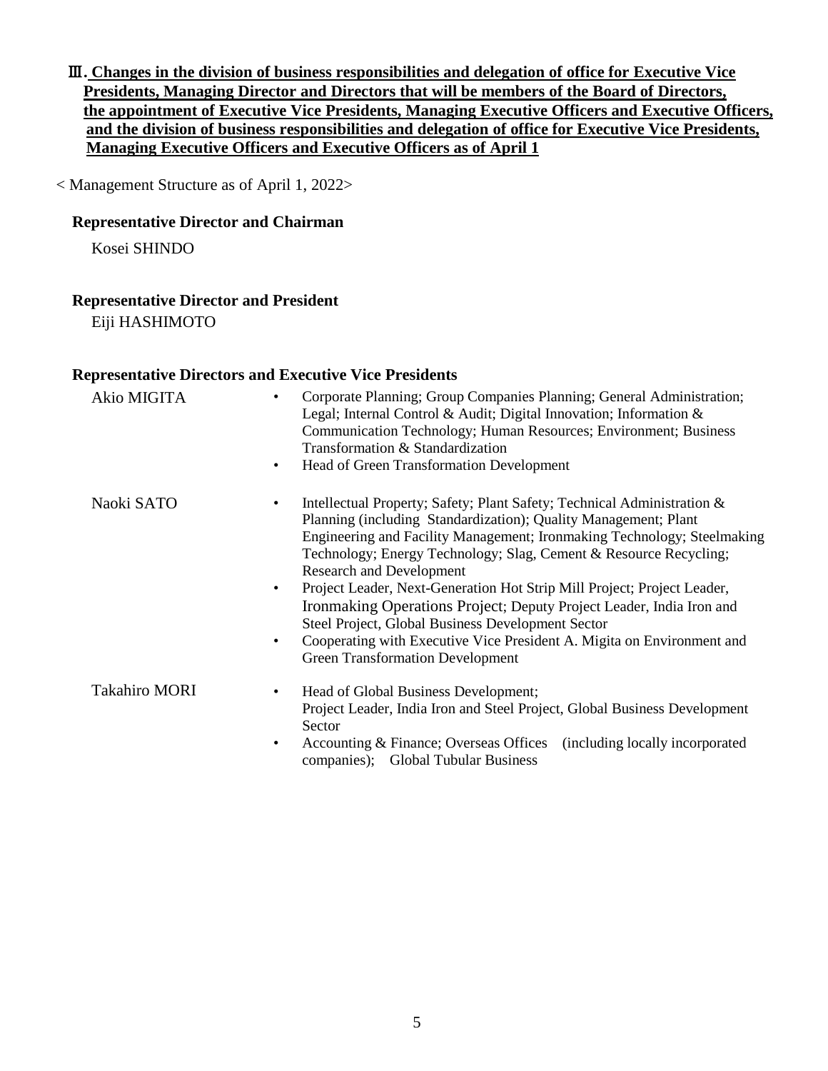## Ⅲ. Changes in the division of business responsibilities and delegation of office for Executive Vice Presidents, Managing Director and Directors that will be members of the Board of Directors, the appointment of Executive Vice Presidents, Managing Executive Officers and Executive Officers, and the division of business responsibilities and delegation of office for Executive Vice Presidents, Managing Executive Officers and Executive Officers as of April 1

< Management Structure as of April 1, 2022>

**Representative Director and Chairman**

Kosei SHINDO

**Representative Director and President**

Eiji HASHIMOTO

**Representative Directors and Executive Vice Presidents**

Akio MIGITA

- Corporate Planning; Group Companies Planning; General Administration; Legal; Internal Control & Audit; Digital Innovation; Information & Communication Technology; Human Resources; Environment; Business Transformation & Standardization
- Head of Green Transformation Development

Naoki SATO

- Intellectual Property; Safety; Plant Safety; Technical Administration & Planning (including Standardization); Quality Management; Plant Engineering and Facility Management; Ironmaking Technology; Steelmaking Technology; Energy Technology; Slag, Cement & Resource Recycling; Research and Development
- Project Leader, Next-Generation Hot Strip Mill Project; Project Leader, Ironmaking Operations Project; Deputy Project Leader, India Iron and Steel Project, Global Business Development Sector
- Cooperating with Executive Vice President A. Migita on Environment and Green Transformation Development

Takahiro MORI

- Head of Global Business Development; Project Leader, India Iron and Steel Project, Global Business Development Sector
- Accounting & Finance; Overseas Offices (including locally incorporated companies); Global Tubular Business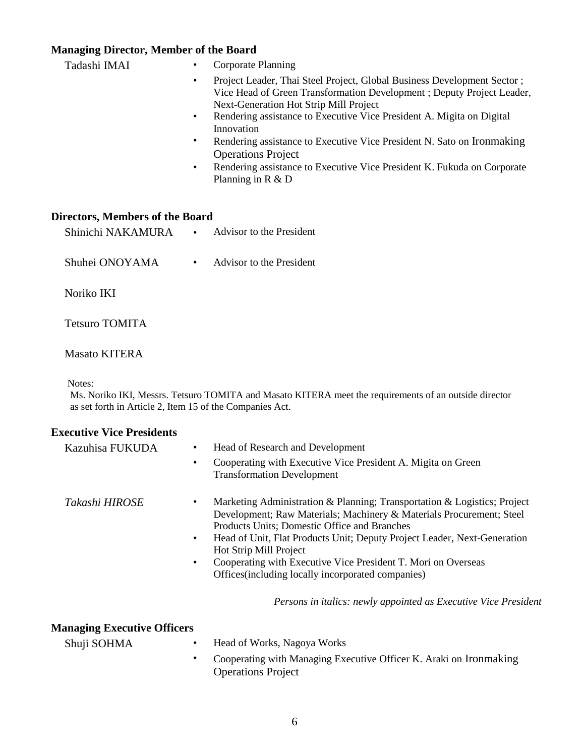### Managing Director, Member of the Board

Tadashi IMAI

- Corporate Planning
- Project Leader, Thai Steel Project, Global Business Development Sector ; Vice Head of Green Transformation Development ; Deputy Project Leader, Next-Generation Hot Strip Mill Project
- Rendering assistance to Executive Vice President A. Migita on Digital Innovation
- Rendering assistance to Executive Vice President N. Sato on Ironmaking Operations Project
- Rendering assistance to Executive Vice President K. Fukuda on Corporate Planning in R & D

### Directors, Members of the Board

Shinichi NAKAMURA

- Advisor to the President

Shuhei ONOYAMA

- Advisor to the President

Noriko IKI

Tetsuro TOMITA

Masato KITERA

Notes:
Ms. Noriko IKI, Messrs. Tetsuro TOMITA and Masato KITERA meet the requirements of an outside director as set forth in Article 2, Item 15 of the Companies Act.

### Executive Vice Presidents

Kazuhisa FUKUDA

- Head of Research and Development
- Cooperating with Executive Vice President A. Migita on Green Transformation Development

*Takashi HIROSE*

- Marketing Administration & Planning; Transportation & Logistics; Project Development; Raw Materials; Machinery & Materials Procurement; Steel Products Units; Domestic Office and Branches
- Head of Unit, Flat Products Unit; Deputy Project Leader, Next-Generation Hot Strip Mill Project
- Cooperating with Executive Vice President T. Mori on Overseas Offices(including locally incorporated companies)

*Persons in italics: newly appointed as Executive Vice President*

### Managing Executive Officers

Shuji SOHMA

- Head of Works, Nagoya Works
- Cooperating with Managing Executive Officer K. Araki on Ironmaking Operations Project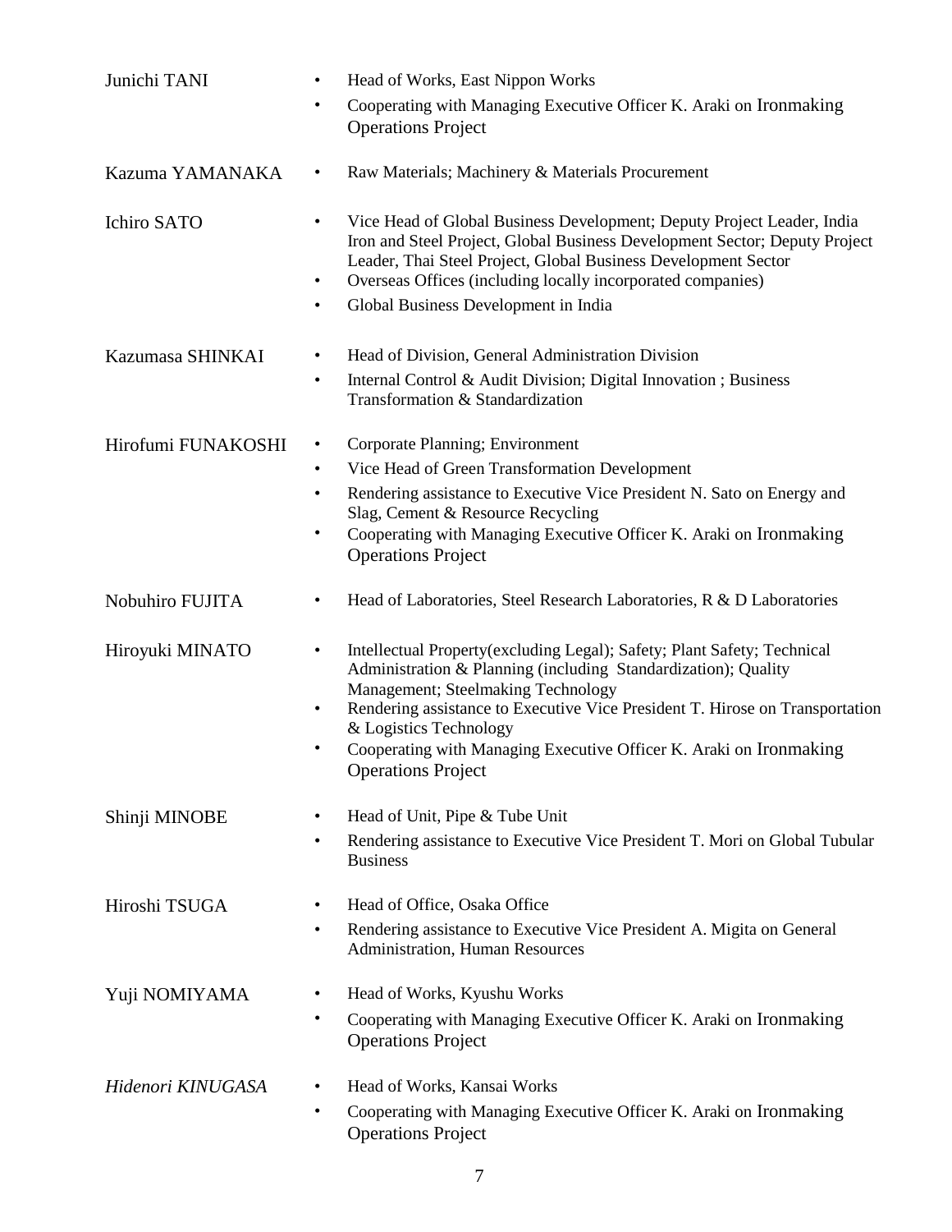| | |
|---|---|
| Junichi TANI | • Head of Works, East Nippon Works<br>• Cooperating with Managing Executive Officer K. Araki on Ironmaking Operations Project |
| Kazuma YAMANAKA | • Raw Materials; Machinery & Materials Procurement |
| Ichiro SATO | • Vice Head of Global Business Development; Deputy Project Leader, India Iron and Steel Project, Global Business Development Sector; Deputy Project Leader, Thai Steel Project, Global Business Development Sector<br>• Overseas Offices (including locally incorporated companies)<br>• Global Business Development in India |
| Kazumasa SHINKAI | • Head of Division, General Administration Division<br>• Internal Control & Audit Division; Digital Innovation ; Business Transformation & Standardization |
| Hirofumi FUNAKOSHI | • Corporate Planning; Environment<br>• Vice Head of Green Transformation Development<br>• Rendering assistance to Executive Vice President N. Sato on Energy and Slag, Cement & Resource Recycling<br>• Cooperating with Managing Executive Officer K. Araki on Ironmaking Operations Project |
| Nobuhiro FUJITA | • Head of Laboratories, Steel Research Laboratories, R & D Laboratories |
| Hiroyuki MINATO | • Intellectual Property(excluding Legal); Safety; Plant Safety; Technical Administration & Planning (including Standardization); Quality Management; Steelmaking Technology<br>• Rendering assistance to Executive Vice President T. Hirose on Transportation & Logistics Technology<br>• Cooperating with Managing Executive Officer K. Araki on Ironmaking Operations Project |
| Shinji MINOBE | • Head of Unit, Pipe & Tube Unit<br>• Rendering assistance to Executive Vice President T. Mori on Global Tubular Business |
| Hiroshi TSUGA | • Head of Office, Osaka Office<br>• Rendering assistance to Executive Vice President A. Migita on General Administration, Human Resources |
| Yuji NOMIYAMA | • Head of Works, Kyushu Works<br>• Cooperating with Managing Executive Officer K. Araki on Ironmaking Operations Project |
| *Hidenori KINUGASA* | • Head of Works, Kansai Works<br>• Cooperating with Managing Executive Officer K. Araki on Ironmaking Operations Project |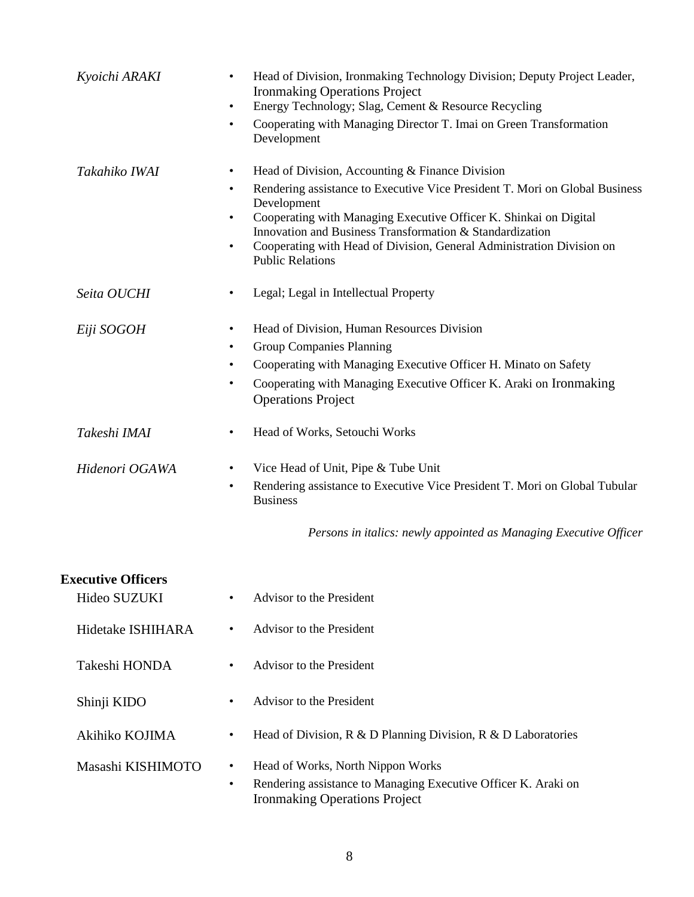*Kyoichi ARAKI*

- Head of Division, Ironmaking Technology Division; Deputy Project Leader, Ironmaking Operations Project
- Energy Technology; Slag, Cement & Resource Recycling
- Cooperating with Managing Director T. Imai on Green Transformation Development

*Takahiko IWAI*

- Head of Division, Accounting & Finance Division
- Rendering assistance to Executive Vice President T. Mori on Global Business Development
- Cooperating with Managing Executive Officer K. Shinkai on Digital Innovation and Business Transformation & Standardization
- Cooperating with Head of Division, General Administration Division on Public Relations

*Seita OUCHI*

- Legal; Legal in Intellectual Property

*Eiji SOGOH*

- Head of Division, Human Resources Division
- Group Companies Planning
- Cooperating with Managing Executive Officer H. Minato on Safety
- Cooperating with Managing Executive Officer K. Araki on Ironmaking Operations Project

*Takeshi IMAI*

- Head of Works, Setouchi Works

*Hidenori OGAWA*

- Vice Head of Unit, Pipe & Tube Unit
- Rendering assistance to Executive Vice President T. Mori on Global Tubular Business

*Persons in italics: newly appointed as Managing Executive Officer*

**Executive Officers**

Hideo SUZUKI

- Advisor to the President

Hidetake ISHIHARA

- Advisor to the President

Takeshi HONDA

- Advisor to the President

Shinji KIDO

- Advisor to the President

Akihiko KOJIMA

- Head of Division, R & D Planning Division, R & D Laboratories

Masashi KISHIMOTO

- Head of Works, North Nippon Works
- Rendering assistance to Managing Executive Officer K. Araki on Ironmaking Operations Project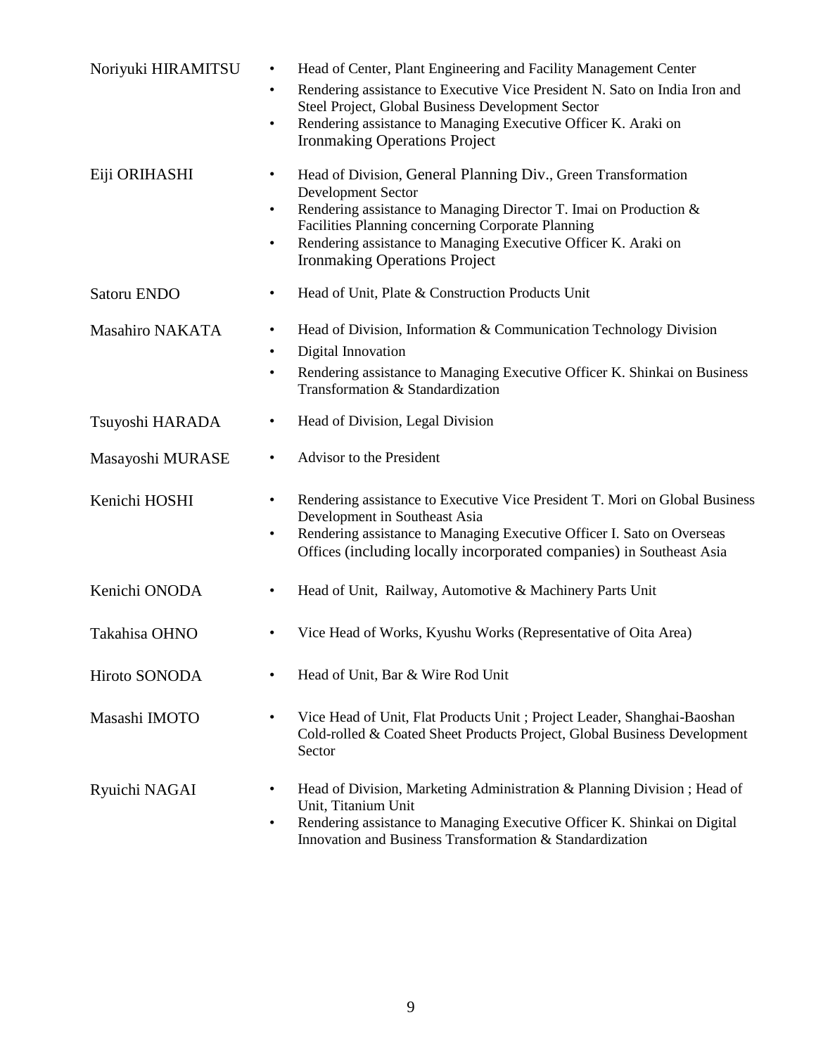| | |
|---|---|
| Noriyuki HIRAMITSU | • Head of Center, Plant Engineering and Facility Management Center<br>• Rendering assistance to Executive Vice President N. Sato on India Iron and Steel Project, Global Business Development Sector<br>• Rendering assistance to Managing Executive Officer K. Araki on Ironmaking Operations Project |
| Eiji ORIHASHI | • Head of Division, General Planning Div., Green Transformation Development Sector<br>• Rendering assistance to Managing Director T. Imai on Production & Facilities Planning concerning Corporate Planning<br>• Rendering assistance to Managing Executive Officer K. Araki on Ironmaking Operations Project |
| Satoru ENDO | • Head of Unit, Plate & Construction Products Unit |
| Masahiro NAKATA | • Head of Division, Information & Communication Technology Division<br>• Digital Innovation<br>• Rendering assistance to Managing Executive Officer K. Shinkai on Business Transformation & Standardization |
| Tsuyoshi HARADA | • Head of Division, Legal Division |
| Masayoshi MURASE | • Advisor to the President |
| Kenichi HOSHI | • Rendering assistance to Executive Vice President T. Mori on Global Business Development in Southeast Asia<br>• Rendering assistance to Managing Executive Officer I. Sato on Overseas Offices (including locally incorporated companies) in Southeast Asia |
| Kenichi ONODA | • Head of Unit, Railway, Automotive & Machinery Parts Unit |
| Takahisa OHNO | • Vice Head of Works, Kyushu Works (Representative of Oita Area) |
| Hiroto SONODA | • Head of Unit, Bar & Wire Rod Unit |
| Masashi IMOTO | • Vice Head of Unit, Flat Products Unit ; Project Leader, Shanghai-Baoshan Cold-rolled & Coated Sheet Products Project, Global Business Development Sector |
| Ryuichi NAGAI | • Head of Division, Marketing Administration & Planning Division ; Head of Unit, Titanium Unit<br>• Rendering assistance to Managing Executive Officer K. Shinkai on Digital Innovation and Business Transformation & Standardization |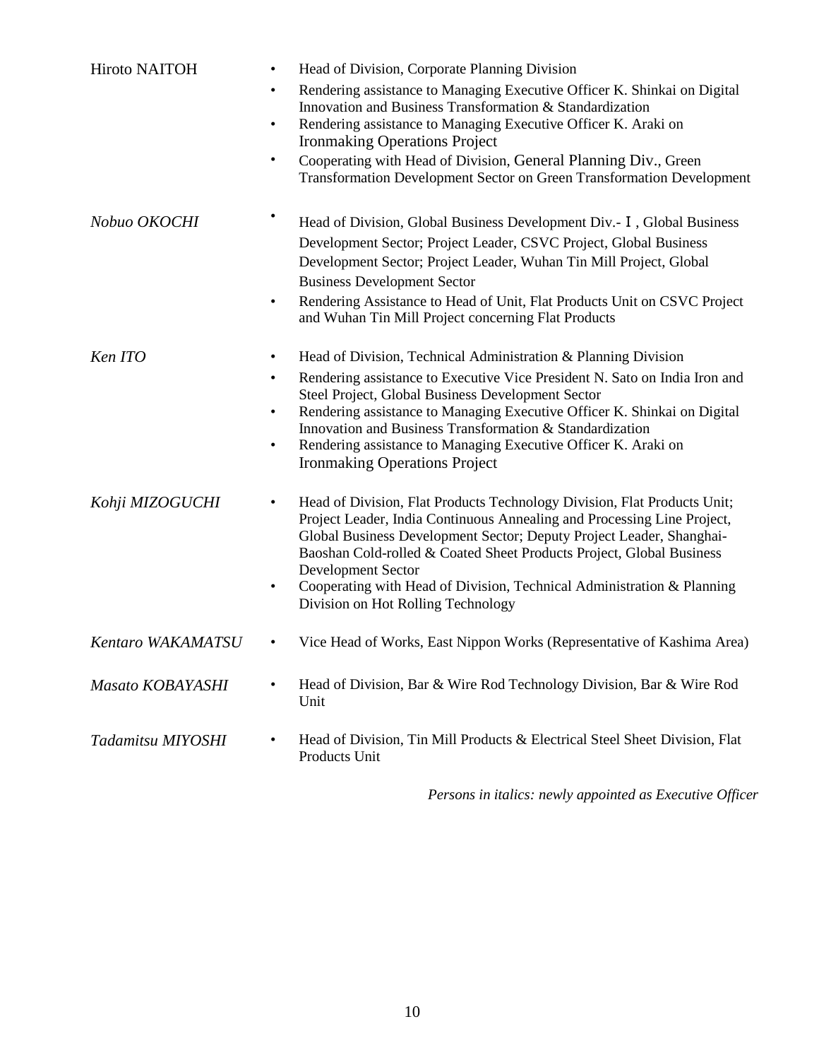| | |
|---|---|
| Hiroto NAITOH | • Head of Division, Corporate Planning Division<br>• Rendering assistance to Managing Executive Officer K. Shinkai on Digital Innovation and Business Transformation & Standardization<br>• Rendering assistance to Managing Executive Officer K. Araki on Ironmaking Operations Project<br>• Cooperating with Head of Division, General Planning Div., Green Transformation Development Sector on Green Transformation Development |
| *Nobuo OKOCHI* | • Head of Division, Global Business Development Div.-Ⅰ, Global Business Development Sector; Project Leader, CSVC Project, Global Business Development Sector; Project Leader, Wuhan Tin Mill Project, Global Business Development Sector<br>• Rendering Assistance to Head of Unit, Flat Products Unit on CSVC Project and Wuhan Tin Mill Project concerning Flat Products |
| *Ken ITO* | • Head of Division, Technical Administration & Planning Division<br>• Rendering assistance to Executive Vice President N. Sato on India Iron and Steel Project, Global Business Development Sector<br>• Rendering assistance to Managing Executive Officer K. Shinkai on Digital Innovation and Business Transformation & Standardization<br>• Rendering assistance to Managing Executive Officer K. Araki on Ironmaking Operations Project |
| *Kohji MIZOGUCHI* | • Head of Division, Flat Products Technology Division, Flat Products Unit; Project Leader, India Continuous Annealing and Processing Line Project, Global Business Development Sector; Deputy Project Leader, Shanghai-Baoshan Cold-rolled & Coated Sheet Products Project, Global Business Development Sector<br>• Cooperating with Head of Division, Technical Administration & Planning Division on Hot Rolling Technology |
| *Kentaro WAKAMATSU* | • Vice Head of Works, East Nippon Works (Representative of Kashima Area) |
| *Masato KOBAYASHI* | • Head of Division, Bar & Wire Rod Technology Division, Bar & Wire Rod Unit |
| *Tadamitsu MIYOSHI* | • Head of Division, Tin Mill Products & Electrical Steel Sheet Division, Flat Products Unit |

*Persons in italics: newly appointed as Executive Officer*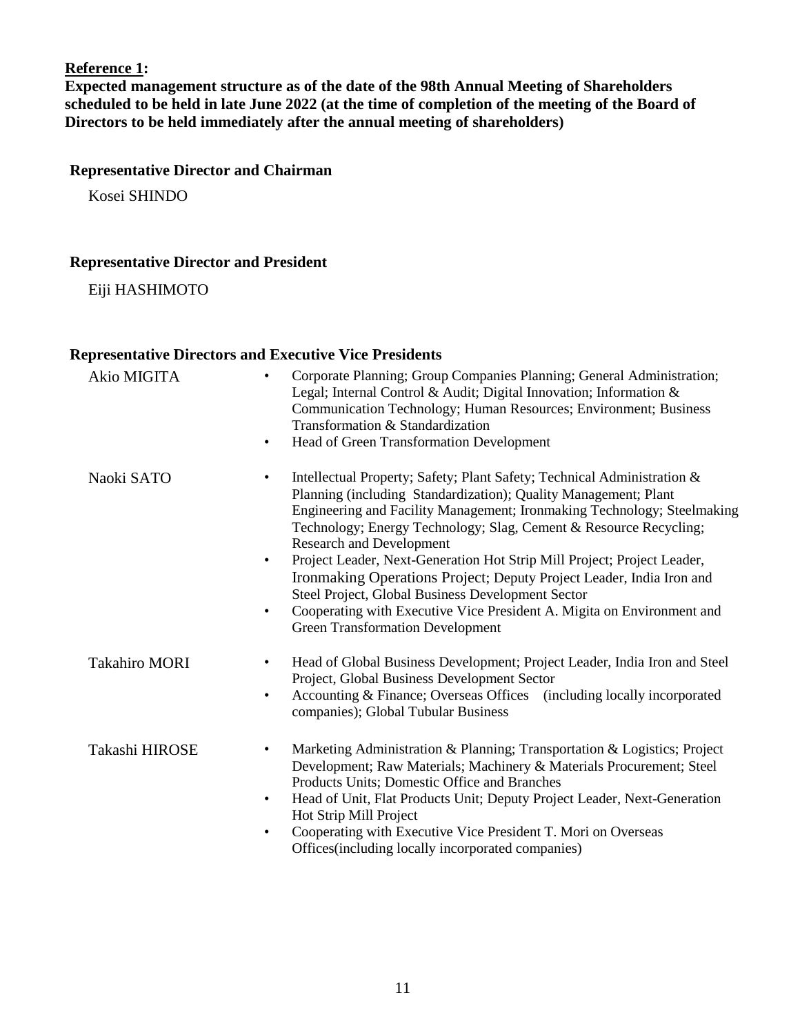**Reference 1:**

**Expected management structure as of the date of the 98th Annual Meeting of Shareholders scheduled to be held in late June 2022 (at the time of completion of the meeting of the Board of Directors to be held immediately after the annual meeting of shareholders)**

**Representative Director and Chairman**

Kosei SHINDO

**Representative Director and President**

Eiji HASHIMOTO

**Representative Directors and Executive Vice Presidents**

Akio MIGITA

- Corporate Planning; Group Companies Planning; General Administration; Legal; Internal Control & Audit; Digital Innovation; Information & Communication Technology; Human Resources; Environment; Business Transformation & Standardization
- Head of Green Transformation Development

Naoki SATO

- Intellectual Property; Safety; Plant Safety; Technical Administration & Planning (including Standardization); Quality Management; Plant Engineering and Facility Management; Ironmaking Technology; Steelmaking Technology; Energy Technology; Slag, Cement & Resource Recycling; Research and Development
- Project Leader, Next-Generation Hot Strip Mill Project; Project Leader, Ironmaking Operations Project; Deputy Project Leader, India Iron and Steel Project, Global Business Development Sector
- Cooperating with Executive Vice President A. Migita on Environment and Green Transformation Development

Takahiro MORI

- Head of Global Business Development; Project Leader, India Iron and Steel Project, Global Business Development Sector
- Accounting & Finance; Overseas Offices (including locally incorporated companies); Global Tubular Business

Takashi HIROSE

- Marketing Administration & Planning; Transportation & Logistics; Project Development; Raw Materials; Machinery & Materials Procurement; Steel Products Units; Domestic Office and Branches
- Head of Unit, Flat Products Unit; Deputy Project Leader, Next-Generation Hot Strip Mill Project
- Cooperating with Executive Vice President T. Mori on Overseas Offices(including locally incorporated companies)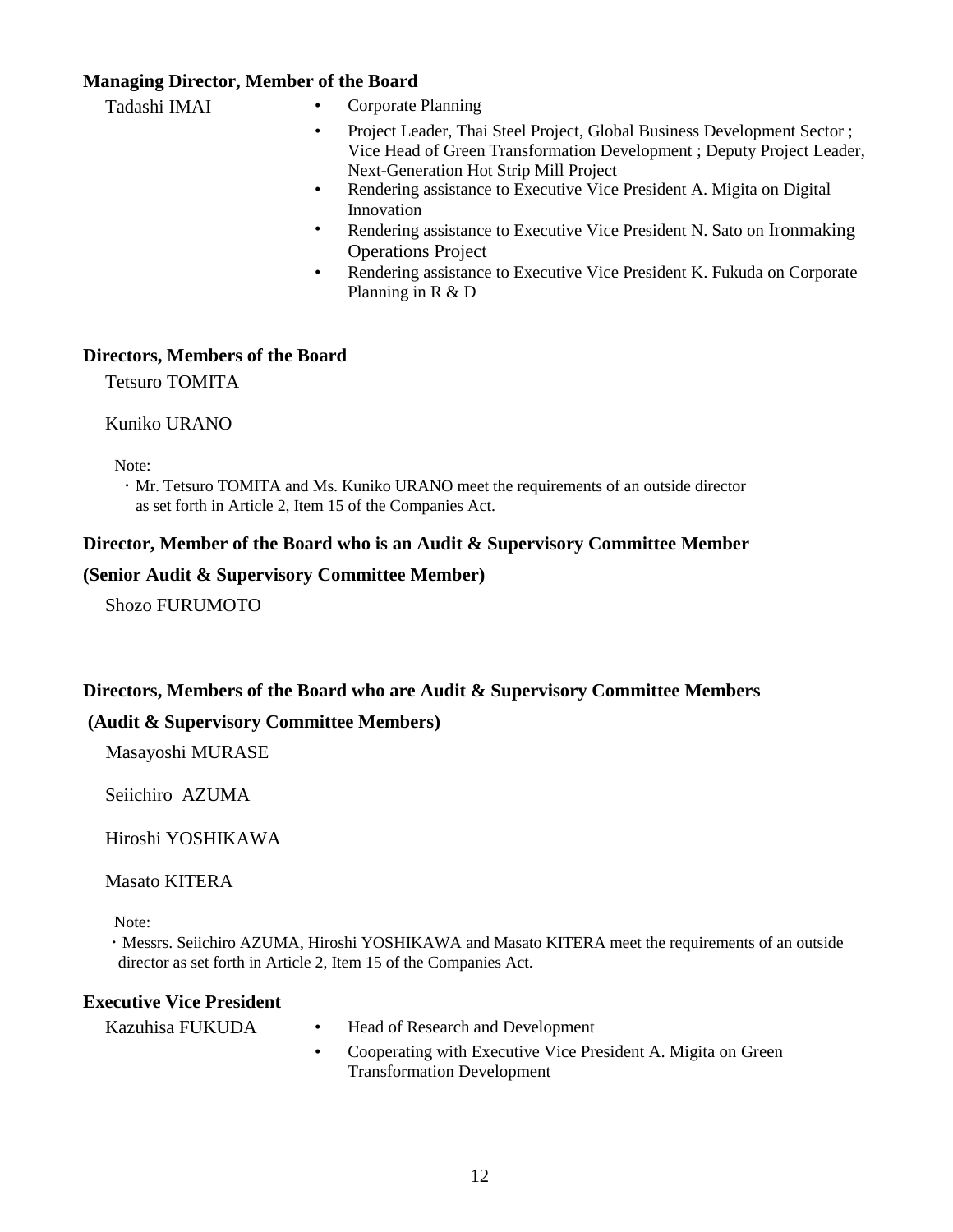**Managing Director, Member of the Board**

Tadashi IMAI

- Corporate Planning
- Project Leader, Thai Steel Project, Global Business Development Sector ; Vice Head of Green Transformation Development ; Deputy Project Leader, Next-Generation Hot Strip Mill Project
- Rendering assistance to Executive Vice President A. Migita on Digital Innovation
- Rendering assistance to Executive Vice President N. Sato on Ironmaking Operations Project
- Rendering assistance to Executive Vice President K. Fukuda on Corporate Planning in R & D

**Directors, Members of the Board**

Tetsuro TOMITA

Kuniko URANO

Note:

・Mr. Tetsuro TOMITA and Ms. Kuniko URANO meet the requirements of an outside director as set forth in Article 2, Item 15 of the Companies Act.

**Director, Member of the Board who is an Audit & Supervisory Committee Member**

**(Senior Audit & Supervisory Committee Member)**

Shozo FURUMOTO

**Directors, Members of the Board who are Audit & Supervisory Committee Members**

**(Audit & Supervisory Committee Members)**

Masayoshi MURASE

Seiichiro AZUMA

Hiroshi YOSHIKAWA

Masato KITERA

Note:

・Messrs. Seiichiro AZUMA, Hiroshi YOSHIKAWA and Masato KITERA meet the requirements of an outside director as set forth in Article 2, Item 15 of the Companies Act.

**Executive Vice President**

Kazuhisa FUKUDA

- Head of Research and Development
- Cooperating with Executive Vice President A. Migita on Green Transformation Development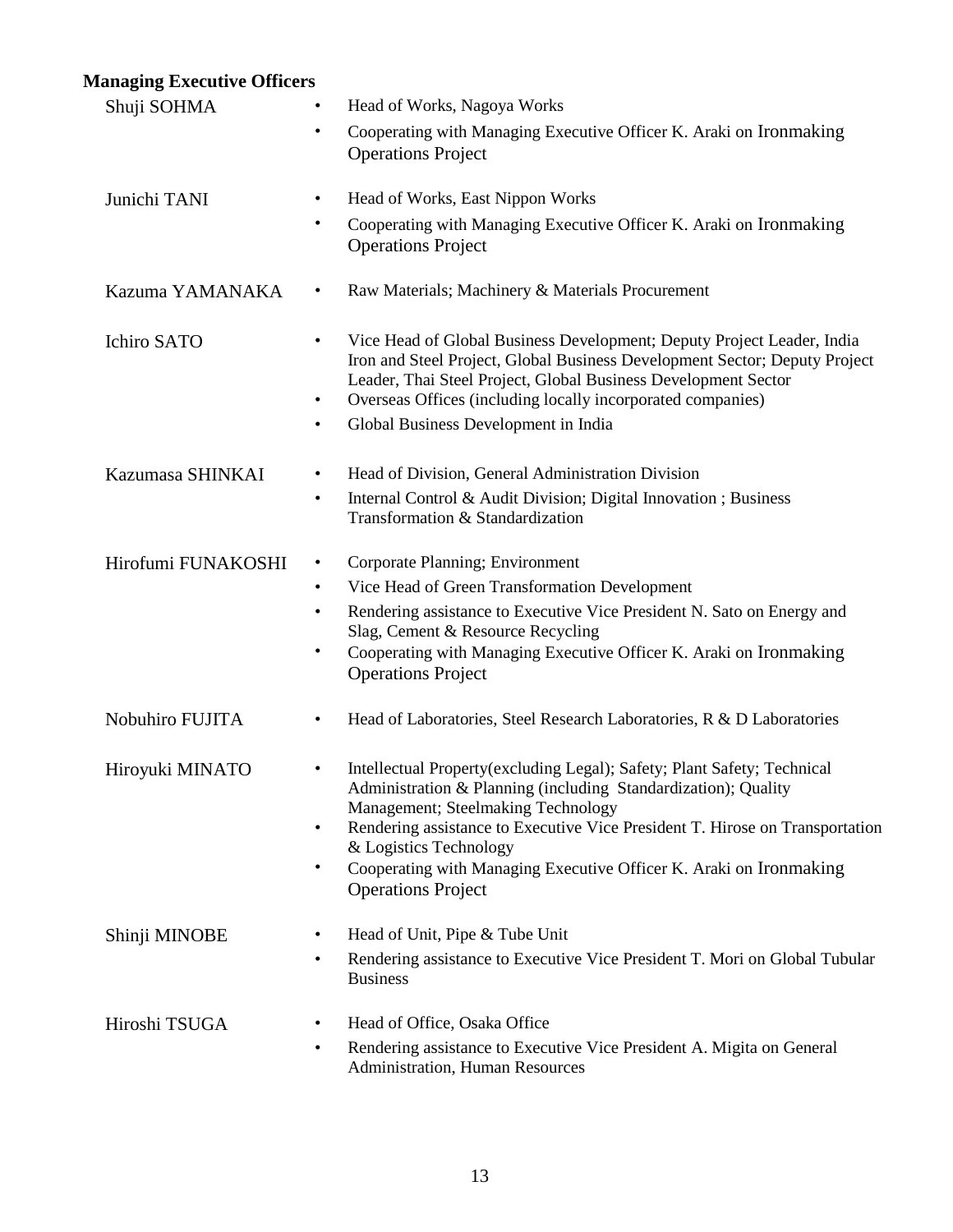**Managing Executive Officers**

**Shuji SOHMA**

- Head of Works, Nagoya Works
- Cooperating with Managing Executive Officer K. Araki on Ironmaking Operations Project

**Junichi TANI**

- Head of Works, East Nippon Works
- Cooperating with Managing Executive Officer K. Araki on Ironmaking Operations Project

**Kazuma YAMANAKA**

- Raw Materials; Machinery & Materials Procurement

**Ichiro SATO**

- Vice Head of Global Business Development; Deputy Project Leader, India Iron and Steel Project, Global Business Development Sector; Deputy Project Leader, Thai Steel Project, Global Business Development Sector
- Overseas Offices (including locally incorporated companies)
- Global Business Development in India

**Kazumasa SHINKAI**

- Head of Division, General Administration Division
- Internal Control & Audit Division; Digital Innovation ; Business Transformation & Standardization

**Hirofumi FUNAKOSHI**

- Corporate Planning; Environment
- Vice Head of Green Transformation Development
- Rendering assistance to Executive Vice President N. Sato on Energy and Slag, Cement & Resource Recycling
- Cooperating with Managing Executive Officer K. Araki on Ironmaking Operations Project

**Nobuhiro FUJITA**

- Head of Laboratories, Steel Research Laboratories, R & D Laboratories

**Hiroyuki MINATO**

- Intellectual Property(excluding Legal); Safety; Plant Safety; Technical Administration & Planning (including Standardization); Quality Management; Steelmaking Technology
- Rendering assistance to Executive Vice President T. Hirose on Transportation & Logistics Technology
- Cooperating with Managing Executive Officer K. Araki on Ironmaking Operations Project

**Shinji MINOBE**

- Head of Unit, Pipe & Tube Unit
- Rendering assistance to Executive Vice President T. Mori on Global Tubular Business

**Hiroshi TSUGA**

- Head of Office, Osaka Office
- Rendering assistance to Executive Vice President A. Migita on General Administration, Human Resources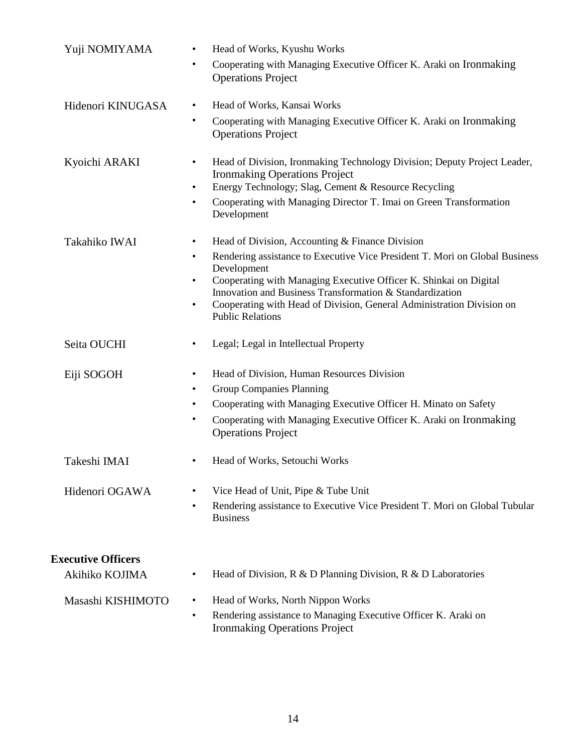Yuji NOMIYAMA
- Head of Works, Kyushu Works
- Cooperating with Managing Executive Officer K. Araki on Ironmaking Operations Project

Hidenori KINUGASA
- Head of Works, Kansai Works
- Cooperating with Managing Executive Officer K. Araki on Ironmaking Operations Project

Kyoichi ARAKI
- Head of Division, Ironmaking Technology Division; Deputy Project Leader, Ironmaking Operations Project
- Energy Technology; Slag, Cement & Resource Recycling
- Cooperating with Managing Director T. Imai on Green Transformation Development

Takahiko IWAI
- Head of Division, Accounting & Finance Division
- Rendering assistance to Executive Vice President T. Mori on Global Business Development
- Cooperating with Managing Executive Officer K. Shinkai on Digital Innovation and Business Transformation & Standardization
- Cooperating with Head of Division, General Administration Division on Public Relations

Seita OUCHI
- Legal; Legal in Intellectual Property

Eiji SOGOH
- Head of Division, Human Resources Division
- Group Companies Planning
- Cooperating with Managing Executive Officer H. Minato on Safety
- Cooperating with Managing Executive Officer K. Araki on Ironmaking Operations Project

Takeshi IMAI
- Head of Works, Setouchi Works

Hidenori OGAWA
- Vice Head of Unit, Pipe & Tube Unit
- Rendering assistance to Executive Vice President T. Mori on Global Tubular Business

**Executive Officers**

Akihiko KOJIMA
- Head of Division, R & D Planning Division, R & D Laboratories

Masashi KISHIMOTO
- Head of Works, North Nippon Works
- Rendering assistance to Managing Executive Officer K. Araki on Ironmaking Operations Project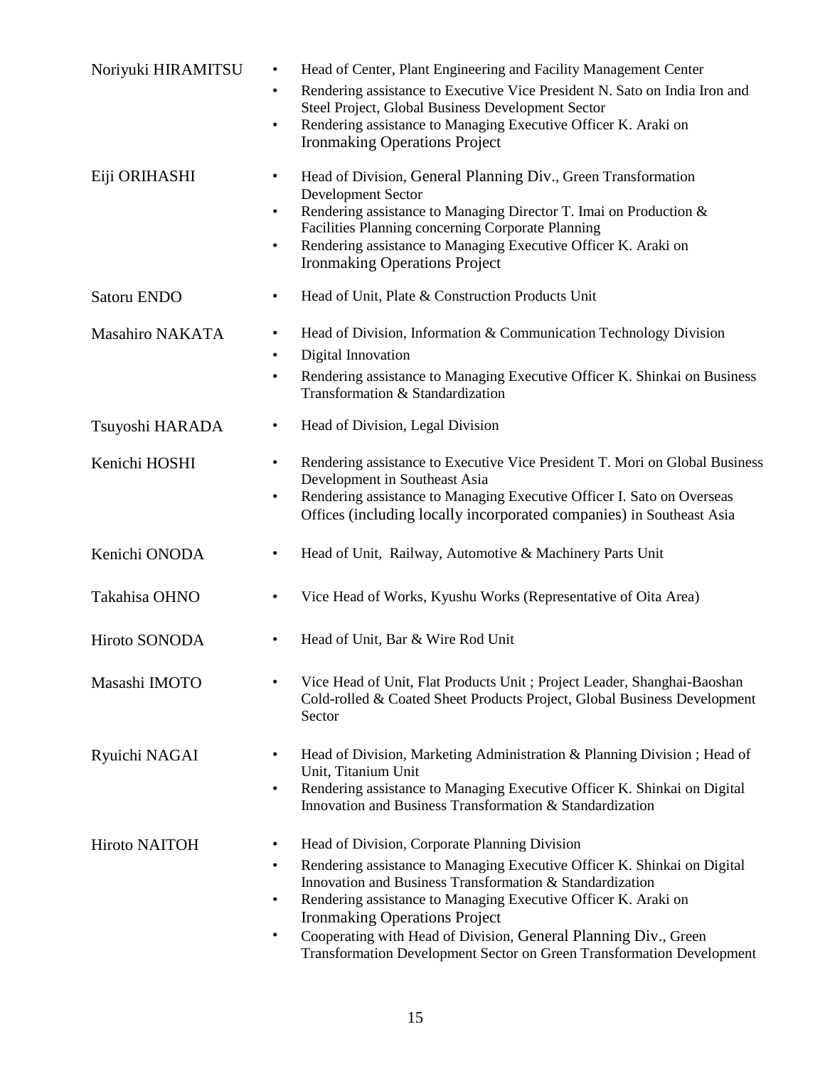| | |
|---|---|
| Noriyuki HIRAMITSU | • Head of Center, Plant Engineering and Facility Management Center<br>• Rendering assistance to Executive Vice President N. Sato on India Iron and Steel Project, Global Business Development Sector<br>• Rendering assistance to Managing Executive Officer K. Araki on Ironmaking Operations Project |
| Eiji ORIHASHI | • Head of Division, General Planning Div., Green Transformation Development Sector<br>• Rendering assistance to Managing Director T. Imai on Production & Facilities Planning concerning Corporate Planning<br>• Rendering assistance to Managing Executive Officer K. Araki on Ironmaking Operations Project |
| Satoru ENDO | • Head of Unit, Plate & Construction Products Unit |
| Masahiro NAKATA | • Head of Division, Information & Communication Technology Division<br>• Digital Innovation<br>• Rendering assistance to Managing Executive Officer K. Shinkai on Business Transformation & Standardization |
| Tsuyoshi HARADA | • Head of Division, Legal Division |
| Kenichi HOSHI | • Rendering assistance to Executive Vice President T. Mori on Global Business Development in Southeast Asia<br>• Rendering assistance to Managing Executive Officer I. Sato on Overseas Offices (including locally incorporated companies) in Southeast Asia |
| Kenichi ONODA | • Head of Unit, Railway, Automotive & Machinery Parts Unit |
| Takahisa OHNO | • Vice Head of Works, Kyushu Works (Representative of Oita Area) |
| Hiroto SONODA | • Head of Unit, Bar & Wire Rod Unit |
| Masashi IMOTO | • Vice Head of Unit, Flat Products Unit ; Project Leader, Shanghai-Baoshan Cold-rolled & Coated Sheet Products Project, Global Business Development Sector |
| Ryuichi NAGAI | • Head of Division, Marketing Administration & Planning Division ; Head of Unit, Titanium Unit<br>• Rendering assistance to Managing Executive Officer K. Shinkai on Digital Innovation and Business Transformation & Standardization |
| Hiroto NAITOH | • Head of Division, Corporate Planning Division<br>• Rendering assistance to Managing Executive Officer K. Shinkai on Digital Innovation and Business Transformation & Standardization<br>• Rendering assistance to Managing Executive Officer K. Araki on Ironmaking Operations Project<br>• Cooperating with Head of Division, General Planning Div., Green Transformation Development Sector on Green Transformation Development |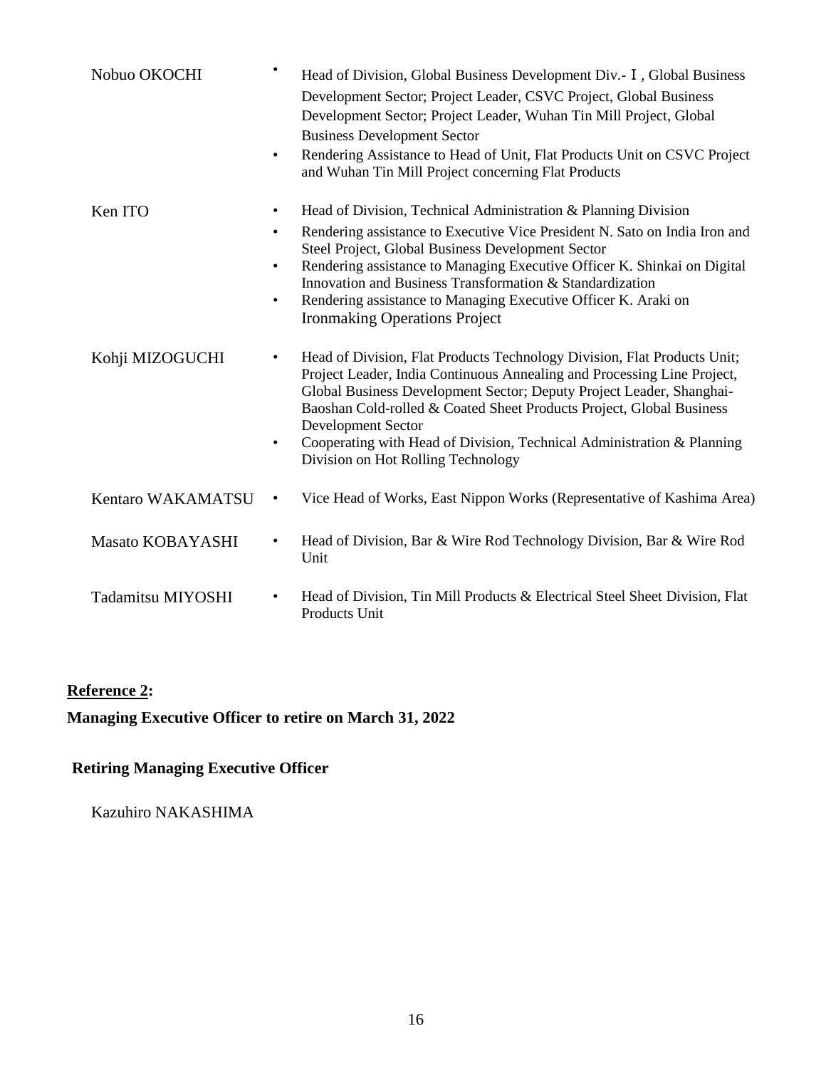| | |
|---|---|
| Nobuo OKOCHI | • Head of Division, Global Business Development Div.-Ⅰ, Global Business Development Sector; Project Leader, CSVC Project, Global Business Development Sector; Project Leader, Wuhan Tin Mill Project, Global Business Development Sector<br>• Rendering Assistance to Head of Unit, Flat Products Unit on CSVC Project and Wuhan Tin Mill Project concerning Flat Products |
| Ken ITO | • Head of Division, Technical Administration & Planning Division<br>• Rendering assistance to Executive Vice President N. Sato on India Iron and Steel Project, Global Business Development Sector<br>• Rendering assistance to Managing Executive Officer K. Shinkai on Digital Innovation and Business Transformation & Standardization<br>• Rendering assistance to Managing Executive Officer K. Araki on Ironmaking Operations Project |
| Kohji MIZOGUCHI | • Head of Division, Flat Products Technology Division, Flat Products Unit; Project Leader, India Continuous Annealing and Processing Line Project, Global Business Development Sector; Deputy Project Leader, Shanghai-Baoshan Cold-rolled & Coated Sheet Products Project, Global Business Development Sector<br>• Cooperating with Head of Division, Technical Administration & Planning Division on Hot Rolling Technology |
| Kentaro WAKAMATSU | • Vice Head of Works, East Nippon Works (Representative of Kashima Area) |
| Masato KOBAYASHI | • Head of Division, Bar & Wire Rod Technology Division, Bar & Wire Rod Unit |
| Tadamitsu MIYOSHI | • Head of Division, Tin Mill Products & Electrical Steel Sheet Division, Flat Products Unit |

**Reference 2:**

**Managing Executive Officer to retire on March 31, 2022**

**Retiring Managing Executive Officer**

Kazuhiro NAKASHIMA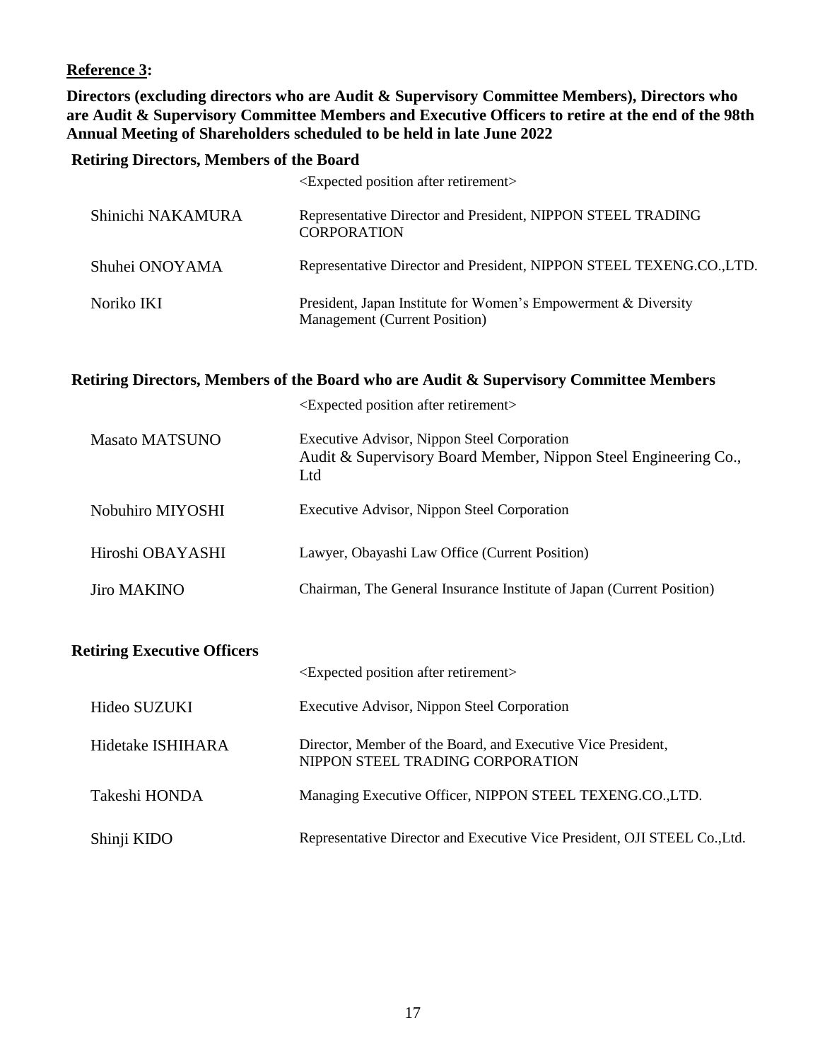**Reference 3:**

**Directors (excluding directors who are Audit & Supervisory Committee Members), Directors who are Audit & Supervisory Committee Members and Executive Officers to retire at the end of the 98th Annual Meeting of Shareholders scheduled to be held in late June 2022**

**Retiring Directors, Members of the Board**

| | <Expected position after retirement> |
|---|---|
| Shinichi NAKAMURA | Representative Director and President, NIPPON STEEL TRADING CORPORATION |
| Shuhei ONOYAMA | Representative Director and President, NIPPON STEEL TEXENG.CO.,LTD. |
| Noriko IKI | President, Japan Institute for Women's Empowerment & Diversity Management (Current Position) |

**Retiring Directors, Members of the Board who are Audit & Supervisory Committee Members**

| | <Expected position after retirement> |
|---|---|
| Masato MATSUNO | Executive Advisor, Nippon Steel Corporation<br>Audit & Supervisory Board Member, Nippon Steel Engineering Co., Ltd |
| Nobuhiro MIYOSHI | Executive Advisor, Nippon Steel Corporation |
| Hiroshi OBAYASHI | Lawyer, Obayashi Law Office (Current Position) |
| Jiro MAKINO | Chairman, The General Insurance Institute of Japan (Current Position) |

**Retiring Executive Officers**

| | <Expected position after retirement> |
|---|---|
| Hideo SUZUKI | Executive Advisor, Nippon Steel Corporation |
| Hidetake ISHIHARA | Director, Member of the Board, and Executive Vice President, NIPPON STEEL TRADING CORPORATION |
| Takeshi HONDA | Managing Executive Officer, NIPPON STEEL TEXENG.CO.,LTD. |
| Shinji KIDO | Representative Director and Executive Vice President, OJI STEEL Co.,Ltd. |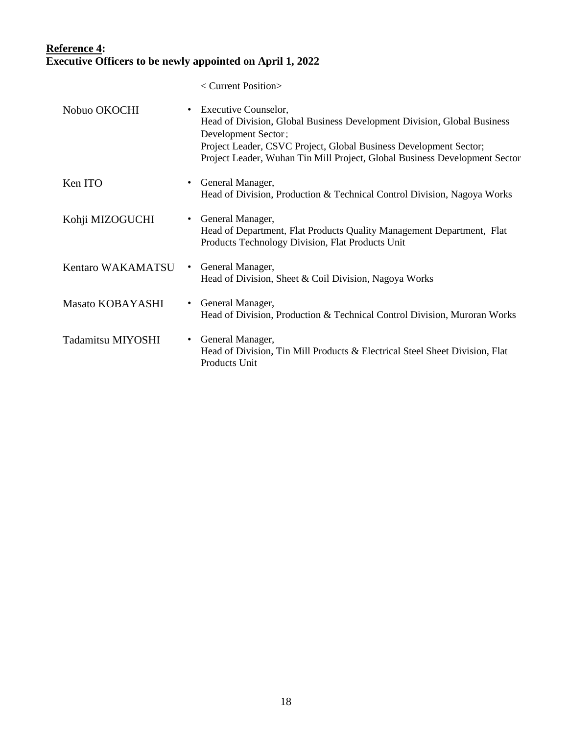**Reference 4:**
**Executive Officers to be newly appointed on April 1, 2022**

| | < Current Position> |
|---|---|
| Nobuo OKOCHI | • Executive Counselor, Head of Division, Global Business Development Division, Global Business Development Sector; Project Leader, CSVC Project, Global Business Development Sector; Project Leader, Wuhan Tin Mill Project, Global Business Development Sector |
| Ken ITO | • General Manager, Head of Division, Production & Technical Control Division, Nagoya Works |
| Kohji MIZOGUCHI | • General Manager, Head of Department, Flat Products Quality Management Department, Flat Products Technology Division, Flat Products Unit |
| Kentaro WAKAMATSU | • General Manager, Head of Division, Sheet & Coil Division, Nagoya Works |
| Masato KOBAYASHI | • General Manager, Head of Division, Production & Technical Control Division, Muroran Works |
| Tadamitsu MIYOSHI | • General Manager, Head of Division, Tin Mill Products & Electrical Steel Sheet Division, Flat Products Unit |